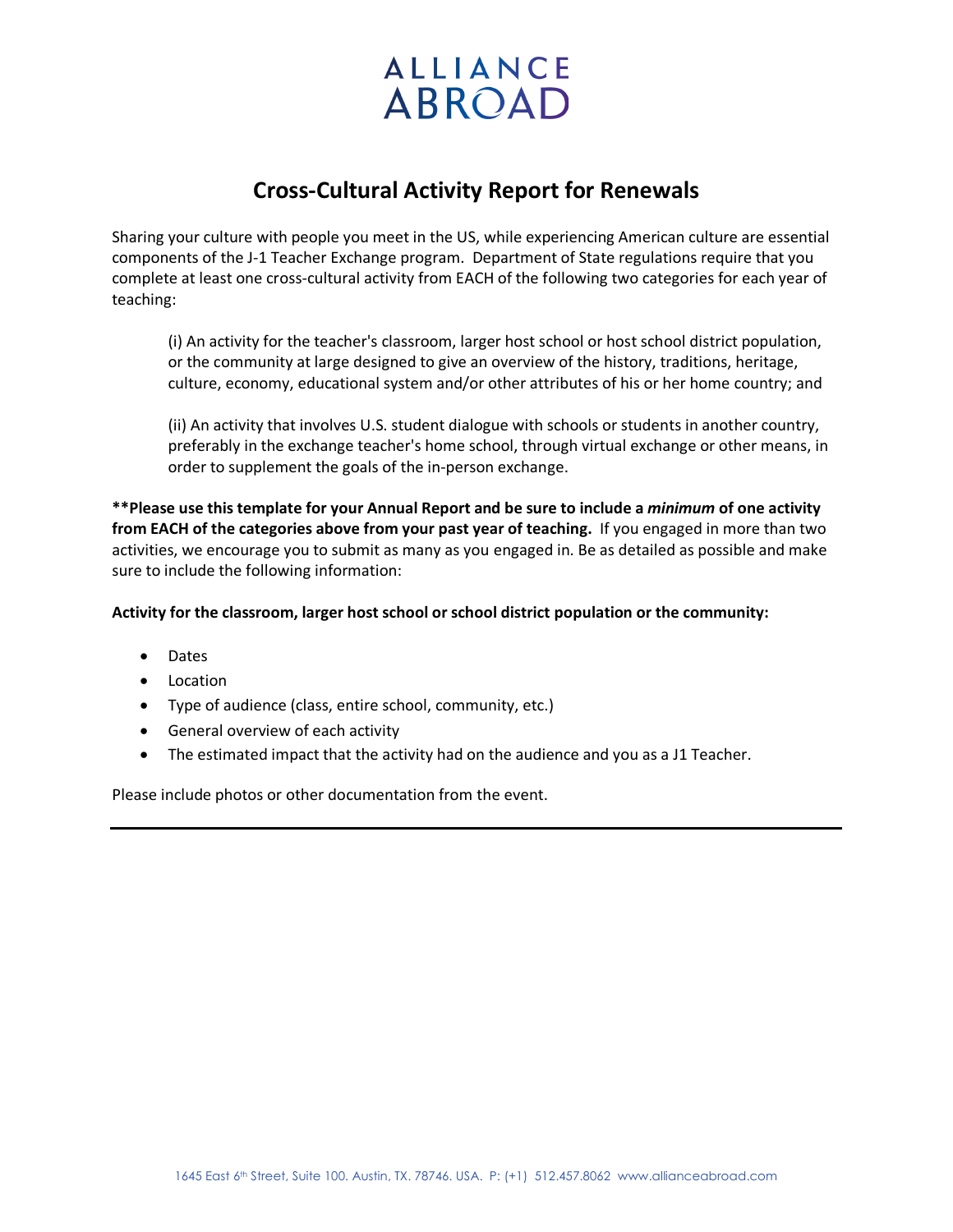# ALLIANCE ABROAD

## Cross-Cultural Activity Report for Renewals

Sharing your culture with people you meet in the US, while experiencing American culture are essential components of the J-1 Teacher Exchange program. Department of State regulations require that you complete at least one cross-cultural activity from EACH of the following two categories for each year of teaching:

> (i) An activity for the teacher's classroom, larger host school or host school district population, or the community at large designed to give an overview of the history, traditions, heritage, culture, economy, educational system and/or other attributes of his or her home country; and
>
> (ii) An activity that involves U.S. student dialogue with schools or students in another country, preferably in the exchange teacher's home school, through virtual exchange or other means, in order to supplement the goals of the in-person exchange.

****Please use this template for your Annual Report and be sure to include a *minimum* of one activity from EACH of the categories above from your past year of teaching.** If you engaged in more than two activities, we encourage you to submit as many as you engaged in. Be as detailed as possible and make sure to include the following information:

**Activity for the classroom, larger host school or school district population or the community:**

- Dates
- Location
- Type of audience (class, entire school, community, etc.)
- General overview of each activity
- The estimated impact that the activity had on the audience and you as a J1 Teacher.

Please include photos or other documentation from the event.

---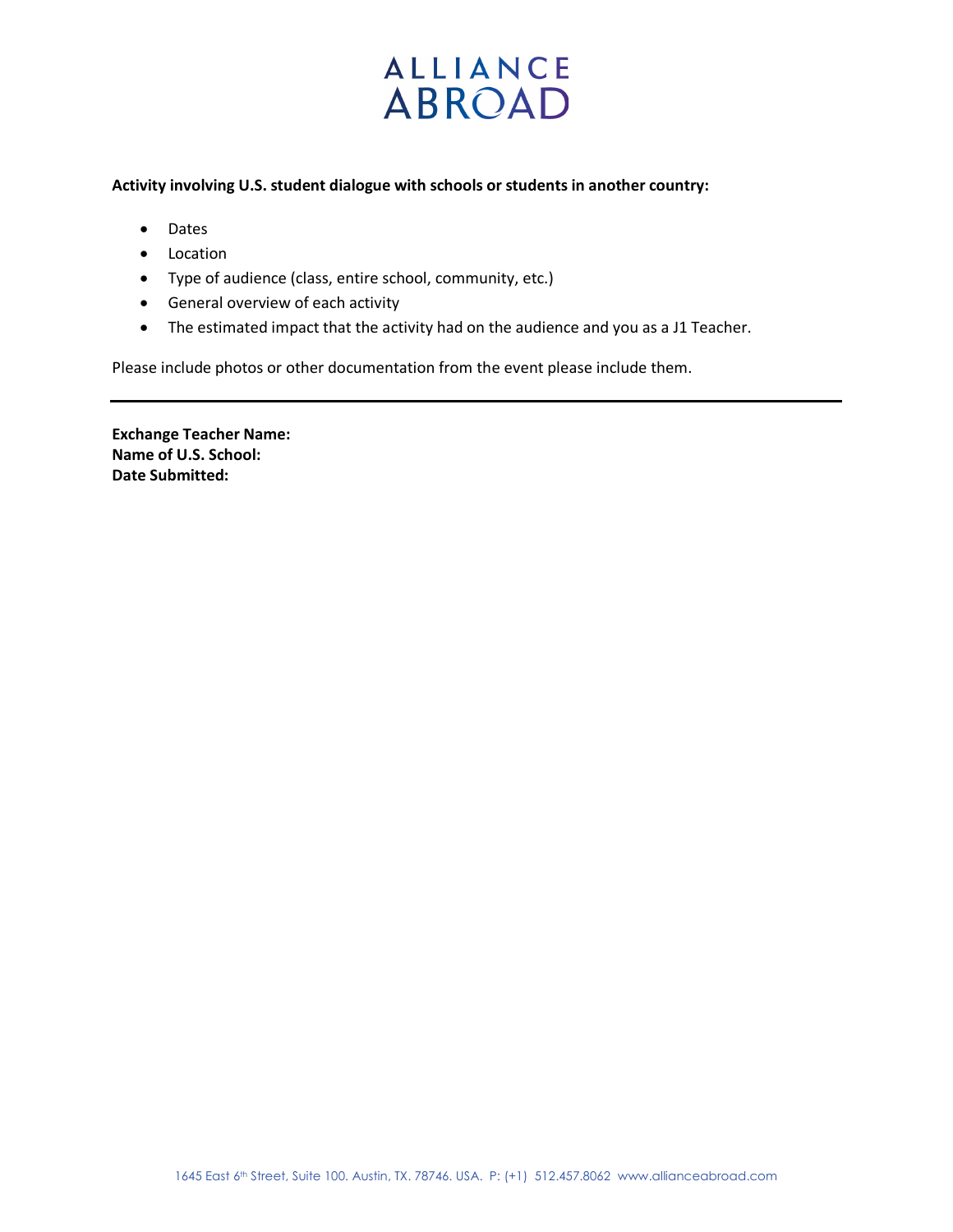**Activity involving U.S. student dialogue with schools or students in another country:**

- Dates
- Location
- Type of audience (class, entire school, community, etc.)
- General overview of each activity
- The estimated impact that the activity had on the audience and you as a J1 Teacher.

Please include photos or other documentation from the event please include them.

---

**Exchange Teacher Name:**
**Name of U.S. School:**
**Date Submitted:**